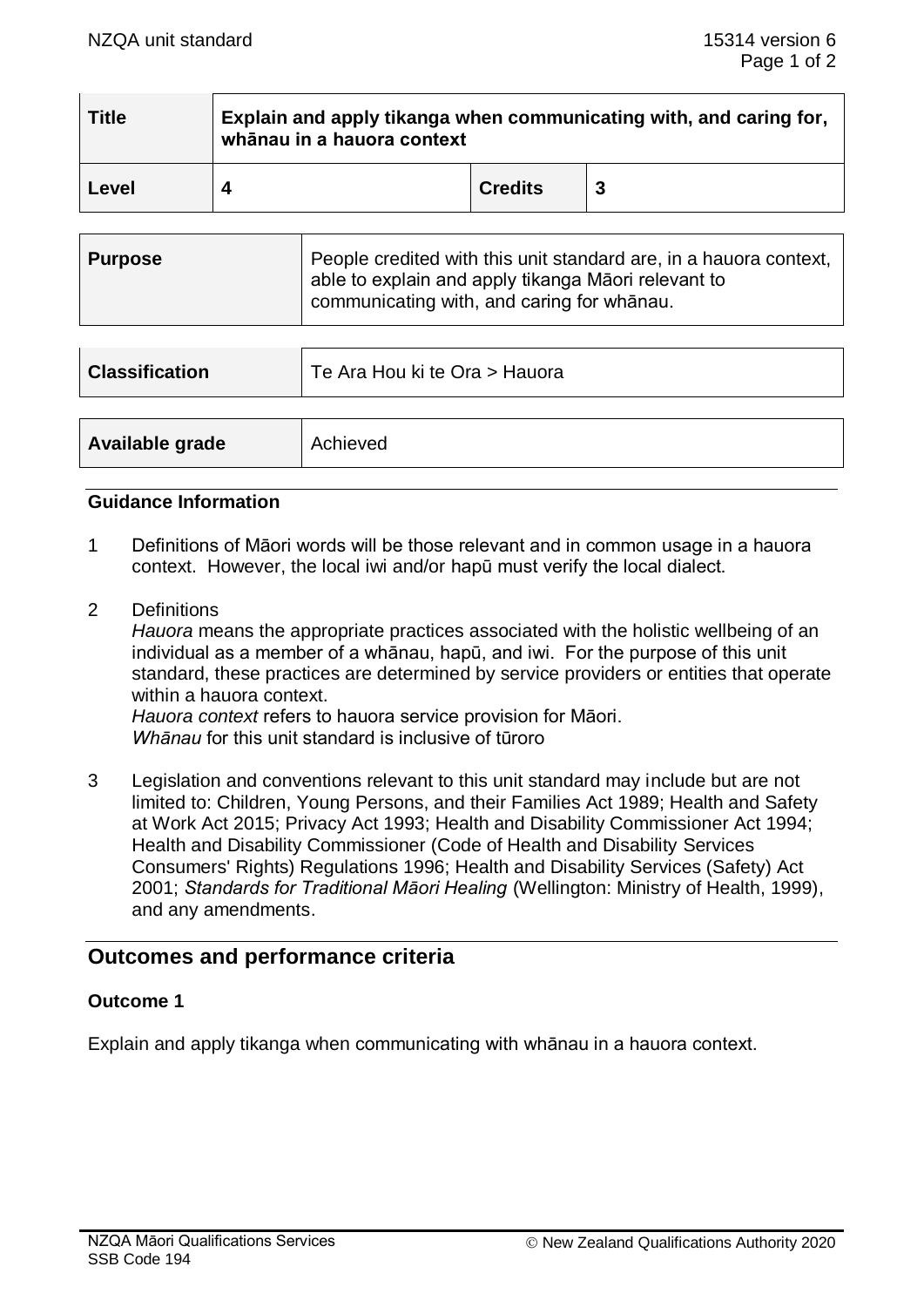| Title | Explain and apply tikanga when communicating with, and caring for, whānau in a hauora context | | |
|---|---|---|---|
| Level | 4 | Credits | 3 |

| Purpose | People credited with this unit standard are, in a hauora context, able to explain and apply tikanga Māori relevant to communicating with, and caring for whānau. |
|---|---|

| Classification | Te Ara Hou ki te Ora > Hauora |
|---|---|

| Available grade | Achieved |
|---|---|

### Guidance Information

1 Definitions of Māori words will be those relevant and in common usage in a hauora context. However, the local iwi and/or hapū must verify the local dialect.

2 Definitions
*Hauora* means the appropriate practices associated with the holistic wellbeing of an individual as a member of a whānau, hapū, and iwi. For the purpose of this unit standard, these practices are determined by service providers or entities that operate within a hauora context.
*Hauora context* refers to hauora service provision for Māori.
*Whānau* for this unit standard is inclusive of tūroro

3 Legislation and conventions relevant to this unit standard may include but are not limited to: Children, Young Persons, and their Families Act 1989; Health and Safety at Work Act 2015; Privacy Act 1993; Health and Disability Commissioner Act 1994; Health and Disability Commissioner (Code of Health and Disability Services Consumers' Rights) Regulations 1996; Health and Disability Services (Safety) Act 2001; *Standards for Traditional Māori Healing* (Wellington: Ministry of Health, 1999), and any amendments.

## Outcomes and performance criteria

### Outcome 1

Explain and apply tikanga when communicating with whānau in a hauora context.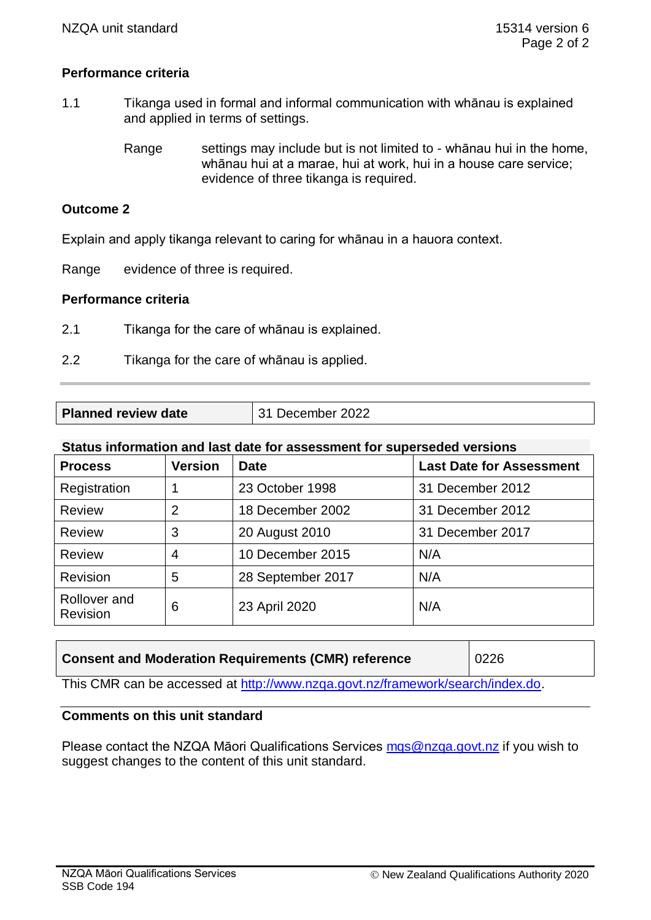### Performance criteria

1.1 Tikanga used in formal and informal communication with whānau is explained and applied in terms of settings.

Range settings may include but is not limited to - whānau hui in the home, whānau hui at a marae, hui at work, hui in a house care service; evidence of three tikanga is required.

### Outcome 2

Explain and apply tikanga relevant to caring for whānau in a hauora context.

Range evidence of three is required.

### Performance criteria

2.1 Tikanga for the care of whānau is explained.

2.2 Tikanga for the care of whānau is applied.

| Planned review date | 31 December 2022 |
|---|---|

**Status information and last date for assessment for superseded versions**

| Process | Version | Date | Last Date for Assessment |
|---|---|---|---|
| Registration | 1 | 23 October 1998 | 31 December 2012 |
| Review | 2 | 18 December 2002 | 31 December 2012 |
| Review | 3 | 20 August 2010 | 31 December 2017 |
| Review | 4 | 10 December 2015 | N/A |
| Revision | 5 | 28 September 2017 | N/A |
| Rollover and Revision | 6 | 23 April 2020 | N/A |

| Consent and Moderation Requirements (CMR) reference | 0226 |
|---|---|

This CMR can be accessed at http://www.nzqa.govt.nz/framework/search/index.do.

### Comments on this unit standard

Please contact the NZQA Māori Qualifications Services mqs@nzqa.govt.nz if you wish to suggest changes to the content of this unit standard.